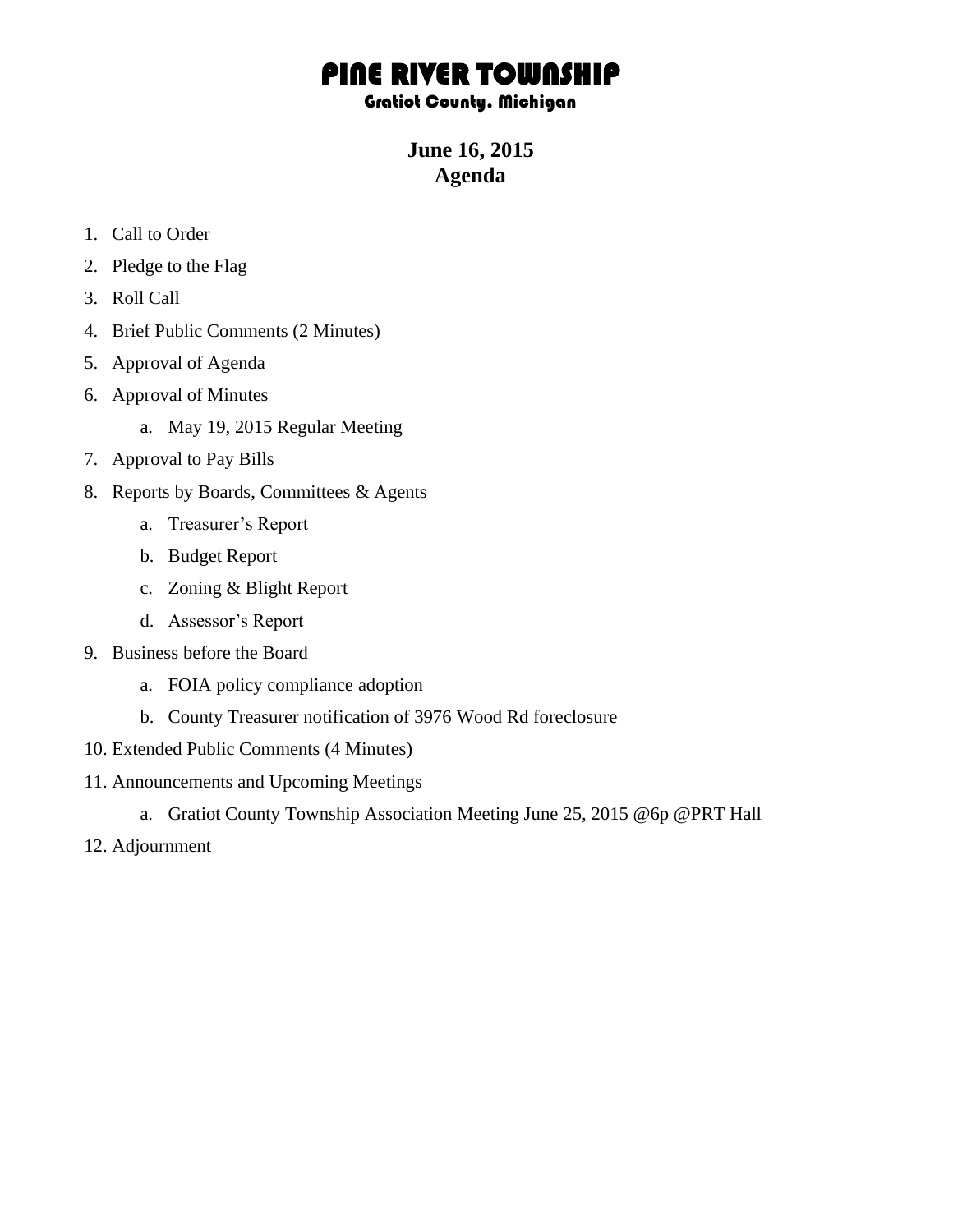# PINE RIVER TOWNSHIP

### Gratiot County, Michigan

## June 16, 2015
## Agenda

1. Call to Order
2. Pledge to the Flag
3. Roll Call
4. Brief Public Comments (2 Minutes)
5. Approval of Agenda
6. Approval of Minutes
    a. May 19, 2015 Regular Meeting
7. Approval to Pay Bills
8. Reports by Boards, Committees & Agents
    a. Treasurer's Report
    b. Budget Report
    c. Zoning & Blight Report
    d. Assessor's Report
9. Business before the Board
    a. FOIA policy compliance adoption
    b. County Treasurer notification of 3976 Wood Rd foreclosure
10. Extended Public Comments (4 Minutes)
11. Announcements and Upcoming Meetings
    a. Gratiot County Township Association Meeting June 25, 2015 @6p @PRT Hall
12. Adjournment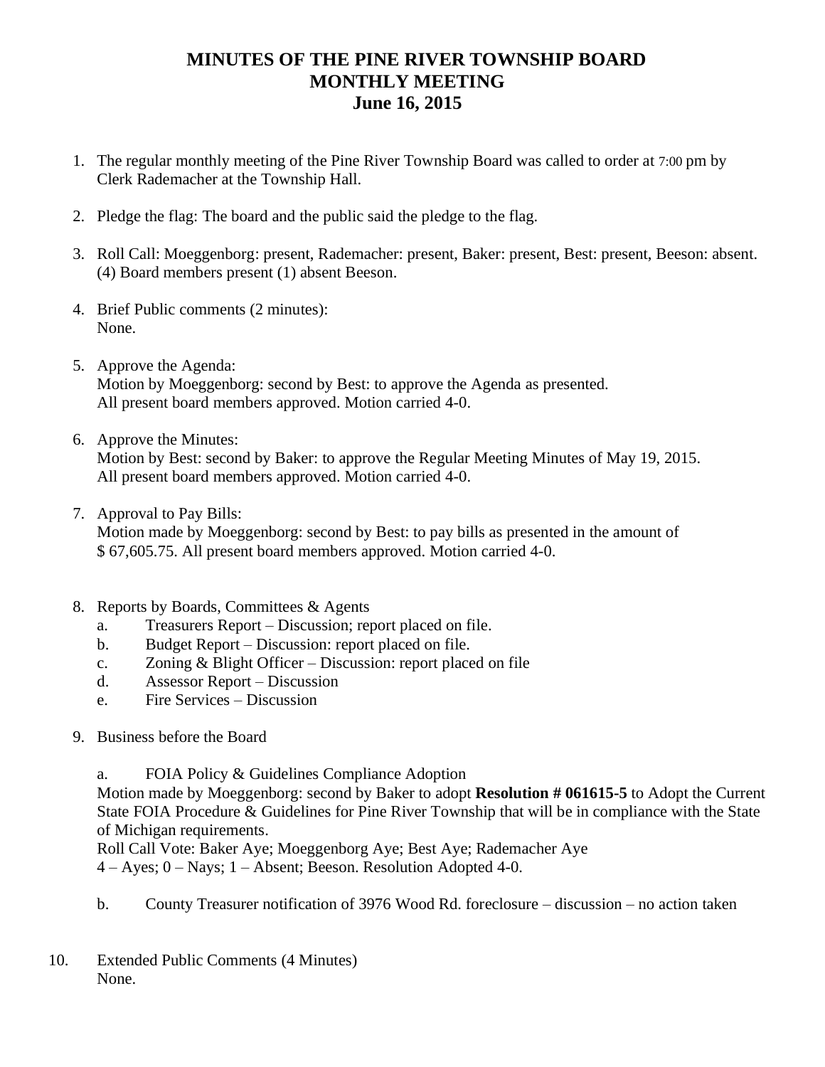# MINUTES OF THE PINE RIVER TOWNSHIP BOARD MONTHLY MEETING June 16, 2015

1. The regular monthly meeting of the Pine River Township Board was called to order at 7:00 pm by Clerk Rademacher at the Township Hall.

2. Pledge the flag: The board and the public said the pledge to the flag.

3. Roll Call: Moeggenborg: present, Rademacher: present, Baker: present, Best: present, Beeson: absent. (4) Board members present (1) absent Beeson.

4. Brief Public comments (2 minutes):
   None.

5. Approve the Agenda:
   Motion by Moeggenborg: second by Best: to approve the Agenda as presented.
   All present board members approved. Motion carried 4-0.

6. Approve the Minutes:
   Motion by Best: second by Baker: to approve the Regular Meeting Minutes of May 19, 2015.
   All present board members approved. Motion carried 4-0.

7. Approval to Pay Bills:
   Motion made by Moeggenborg: second by Best: to pay bills as presented in the amount of $ 67,605.75. All present board members approved. Motion carried 4-0.

8. Reports by Boards, Committees & Agents
   a. Treasurers Report – Discussion; report placed on file.
   b. Budget Report – Discussion: report placed on file.
   c. Zoning & Blight Officer – Discussion: report placed on file
   d. Assessor Report – Discussion
   e. Fire Services – Discussion

9. Business before the Board

   a. FOIA Policy & Guidelines Compliance Adoption
   Motion made by Moeggenborg: second by Baker to adopt **Resolution # 061615-5** to Adopt the Current State FOIA Procedure & Guidelines for Pine River Township that will be in compliance with the State of Michigan requirements.
   Roll Call Vote: Baker Aye; Moeggenborg Aye; Best Aye; Rademacher Aye
   4 – Ayes; 0 – Nays; 1 – Absent; Beeson. Resolution Adopted 4-0.

   b. County Treasurer notification of 3976 Wood Rd. foreclosure – discussion – no action taken

10. Extended Public Comments (4 Minutes)
    None.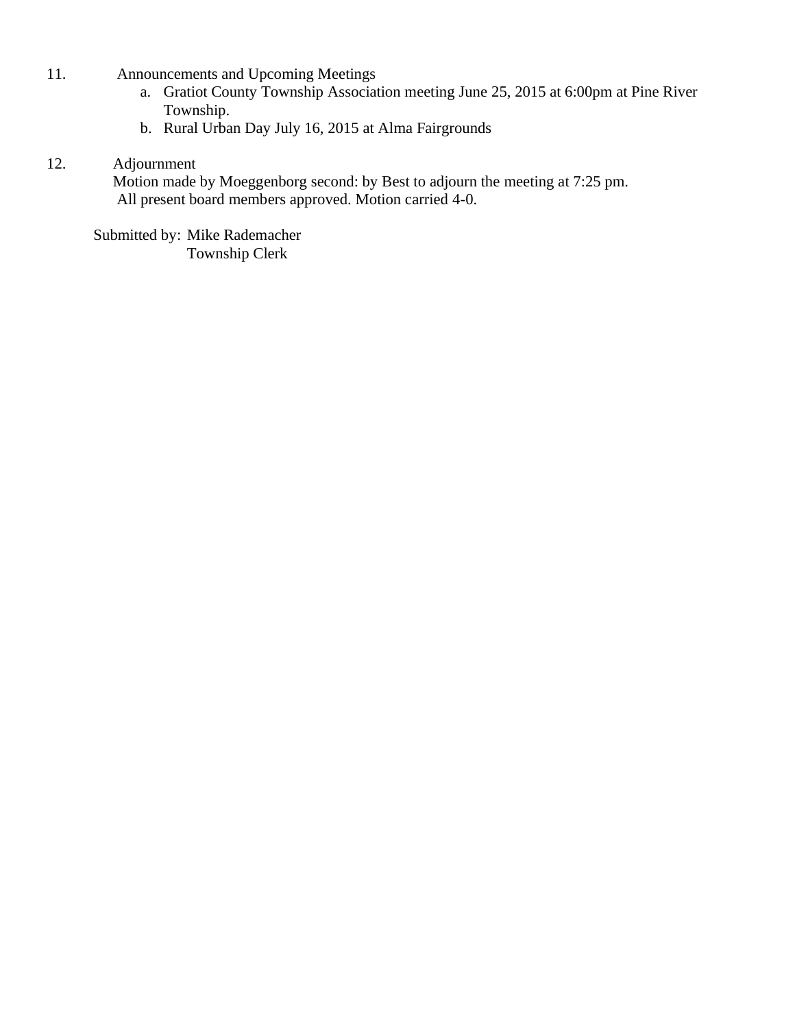11. Announcements and Upcoming Meetings
    a. Gratiot County Township Association meeting June 25, 2015 at 6:00pm at Pine River Township.
    b. Rural Urban Day July 16, 2015 at Alma Fairgrounds

12. Adjournment

    Motion made by Moeggenborg second: by Best to adjourn the meeting at 7:25 pm.
    All present board members approved. Motion carried 4-0.

Submitted by: Mike Rademacher
Township Clerk